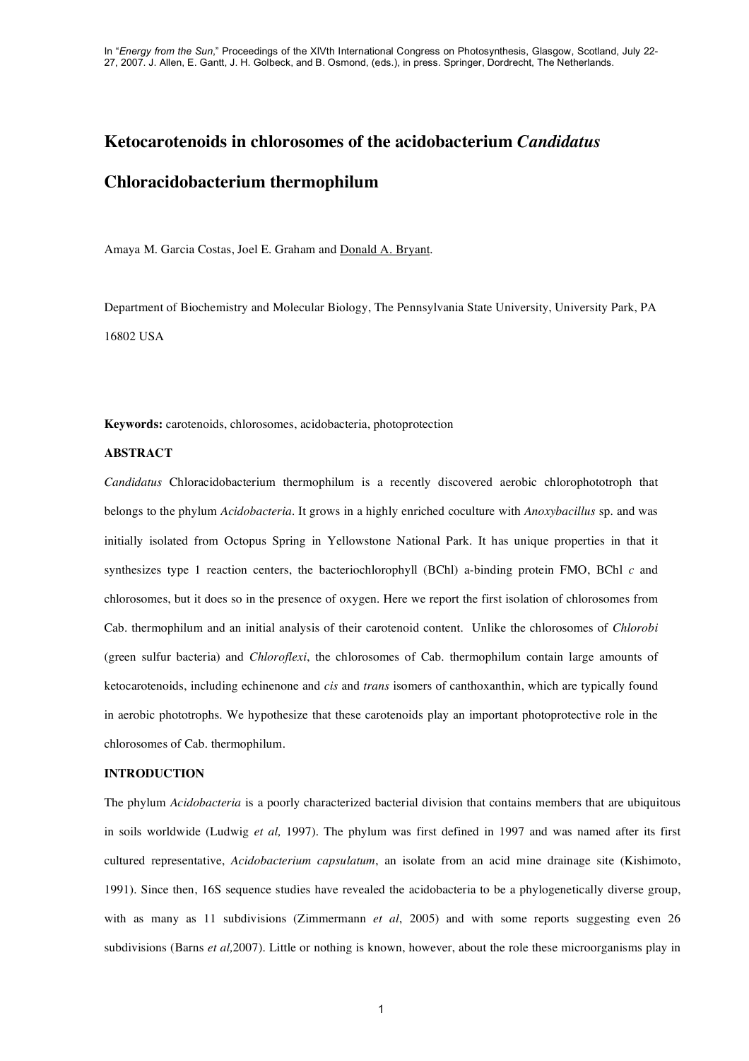In "*Energy from the Sun*," Proceedings of the XIVth International Congress on Photosynthesis, Glasgow, Scotland, July 22-27, 2007. J. Allen, E. Gantt, J. H. Golbeck, and B. Osmond, (eds.), in press. Springer, Dordrecht, The Netherlands.

# Ketocarotenoids in chlorosomes of the acidobacterium *Candidatus* Chloracidobacterium thermophilum

Amaya M. Garcia Costas, Joel E. Graham and Donald A. Bryant.

Department of Biochemistry and Molecular Biology, The Pennsylvania State University, University Park, PA 16802 USA

**Keywords:** carotenoids, chlorosomes, acidobacteria, photoprotection

## ABSTRACT

*Candidatus* Chloracidobacterium thermophilum is a recently discovered aerobic chlorophototroph that belongs to the phylum *Acidobacteria*. It grows in a highly enriched coculture with *Anoxybacillus* sp. and was initially isolated from Octopus Spring in Yellowstone National Park. It has unique properties in that it synthesizes type 1 reaction centers, the bacteriochlorophyll (BChl) a-binding protein FMO, BChl *c* and chlorosomes, but it does so in the presence of oxygen. Here we report the first isolation of chlorosomes from Cab. thermophilum and an initial analysis of their carotenoid content. Unlike the chlorosomes of *Chlorobi* (green sulfur bacteria) and *Chloroflexi*, the chlorosomes of Cab. thermophilum contain large amounts of ketocarotenoids, including echinenone and *cis* and *trans* isomers of canthoxanthin, which are typically found in aerobic phototrophs. We hypothesize that these carotenoids play an important photoprotective role in the chlorosomes of Cab. thermophilum.

## INTRODUCTION

The phylum *Acidobacteria* is a poorly characterized bacterial division that contains members that are ubiquitous in soils worldwide (Ludwig *et al,* 1997). The phylum was first defined in 1997 and was named after its first cultured representative, *Acidobacterium capsulatum*, an isolate from an acid mine drainage site (Kishimoto, 1991). Since then, 16S sequence studies have revealed the acidobacteria to be a phylogenetically diverse group, with as many as 11 subdivisions (Zimmermann *et al*, 2005) and with some reports suggesting even 26 subdivisions (Barns *et al,*2007). Little or nothing is known, however, about the role these microorganisms play in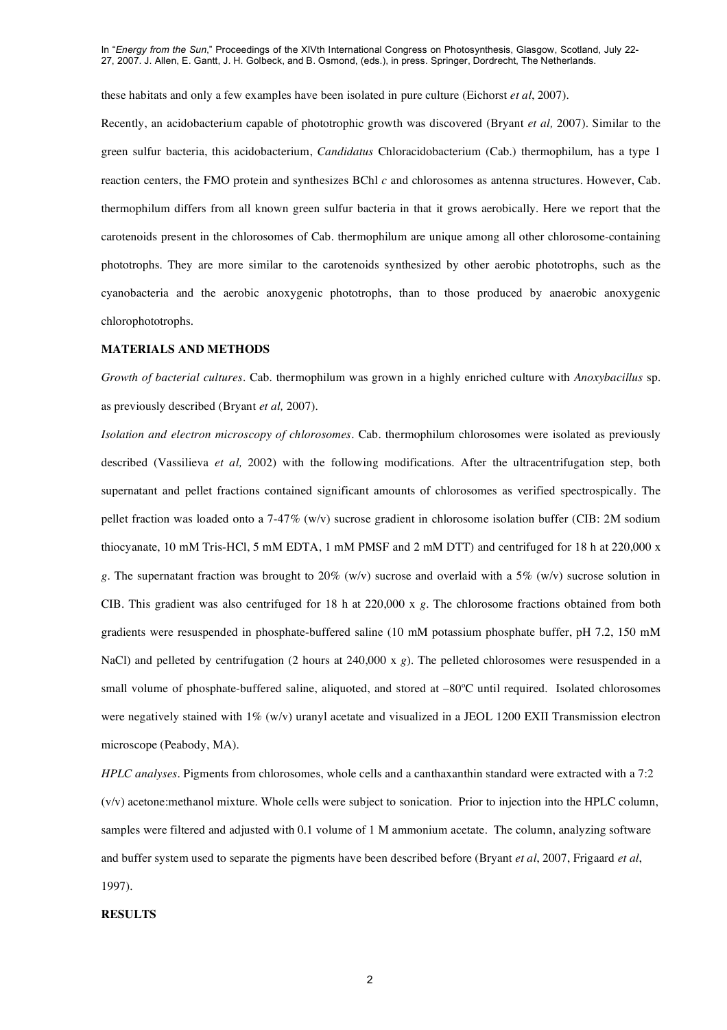these habitats and only a few examples have been isolated in pure culture (Eichorst *et al*, 2007).

Recently, an acidobacterium capable of phototrophic growth was discovered (Bryant *et al,* 2007). Similar to the green sulfur bacteria, this acidobacterium, *Candidatus* Chloracidobacterium (Cab.) thermophilum*,* has a type 1 reaction centers, the FMO protein and synthesizes BChl *c* and chlorosomes as antenna structures. However, Cab. thermophilum differs from all known green sulfur bacteria in that it grows aerobically. Here we report that the carotenoids present in the chlorosomes of Cab. thermophilum are unique among all other chlorosome-containing phototrophs. They are more similar to the carotenoids synthesized by other aerobic phototrophs, such as the cyanobacteria and the aerobic anoxygenic phototrophs, than to those produced by anaerobic anoxygenic chlorophototrophs.

## MATERIALS AND METHODS

*Growth of bacterial cultures*. Cab. thermophilum was grown in a highly enriched culture with *Anoxybacillus* sp. as previously described (Bryant *et al,* 2007).

*Isolation and electron microscopy of chlorosomes*. Cab. thermophilum chlorosomes were isolated as previously described (Vassilieva *et al,* 2002) with the following modifications. After the ultracentrifugation step, both supernatant and pellet fractions contained significant amounts of chlorosomes as verified spectrospically. The pellet fraction was loaded onto a 7-47% (w/v) sucrose gradient in chlorosome isolation buffer (CIB: 2M sodium thiocyanate, 10 mM Tris-HCl, 5 mM EDTA, 1 mM PMSF and 2 mM DTT) and centrifuged for 18 h at 220,000 x *g*. The supernatant fraction was brought to 20% (w/v) sucrose and overlaid with a 5% (w/v) sucrose solution in CIB. This gradient was also centrifuged for 18 h at 220,000 x *g*. The chlorosome fractions obtained from both gradients were resuspended in phosphate-buffered saline (10 mM potassium phosphate buffer, pH 7.2, 150 mM NaCl) and pelleted by centrifugation (2 hours at 240,000 x *g*). The pelleted chlorosomes were resuspended in a small volume of phosphate-buffered saline, aliquoted, and stored at –80ºC until required. Isolated chlorosomes were negatively stained with 1% (w/v) uranyl acetate and visualized in a JEOL 1200 EXII Transmission electron microscope (Peabody, MA).

*HPLC analyses*. Pigments from chlorosomes, whole cells and a canthaxanthin standard were extracted with a 7:2 (v/v) acetone:methanol mixture. Whole cells were subject to sonication. Prior to injection into the HPLC column, samples were filtered and adjusted with 0.1 volume of 1 M ammonium acetate. The column, analyzing software and buffer system used to separate the pigments have been described before (Bryant *et al*, 2007, Frigaard *et al*, 1997).

## RESULTS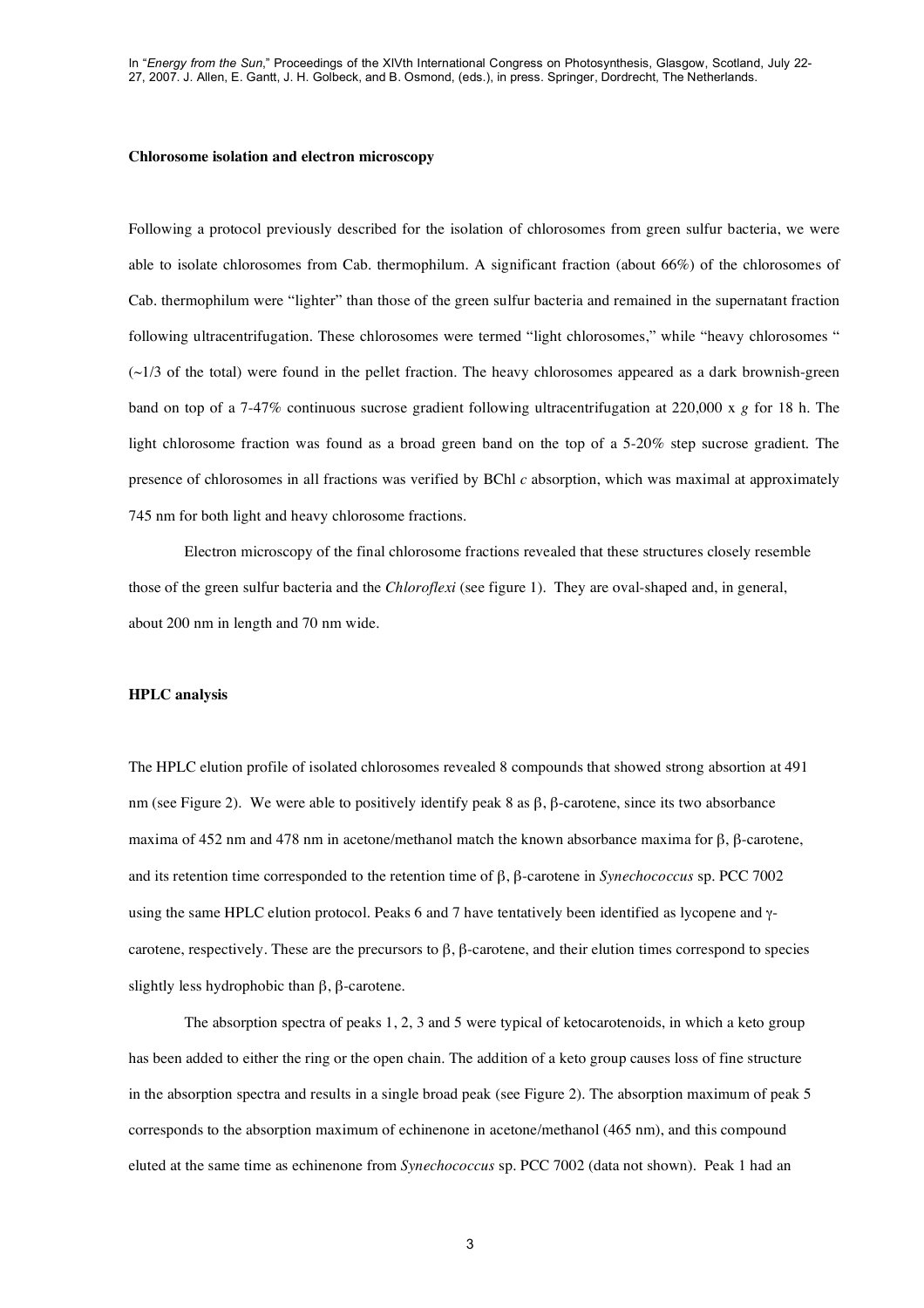**Chlorosome isolation and electron microscopy**

Following a protocol previously described for the isolation of chlorosomes from green sulfur bacteria, we were able to isolate chlorosomes from Cab. thermophilum. A significant fraction (about 66%) of the chlorosomes of Cab. thermophilum were "lighter" than those of the green sulfur bacteria and remained in the supernatant fraction following ultracentrifugation. These chlorosomes were termed "light chlorosomes," while "heavy chlorosomes " (~1/3 of the total) were found in the pellet fraction. The heavy chlorosomes appeared as a dark brownish-green band on top of a 7-47% continuous sucrose gradient following ultracentrifugation at 220,000 x *g* for 18 h. The light chlorosome fraction was found as a broad green band on the top of a 5-20% step sucrose gradient. The presence of chlorosomes in all fractions was verified by BChl *c* absorption, which was maximal at approximately 745 nm for both light and heavy chlorosome fractions.

Electron microscopy of the final chlorosome fractions revealed that these structures closely resemble those of the green sulfur bacteria and the *Chloroflexi* (see figure 1). They are oval-shaped and, in general, about 200 nm in length and 70 nm wide.

**HPLC analysis**

The HPLC elution profile of isolated chlorosomes revealed 8 compounds that showed strong absorption at 491 nm (see Figure 2). We were able to positively identify peak 8 as β, β-carotene, since its two absorbance maxima of 452 nm and 478 nm in acetone/methanol match the known absorbance maxima for β, β-carotene, and its retention time corresponded to the retention time of β, β-carotene in *Synechococcus* sp. PCC 7002 using the same HPLC elution protocol. Peaks 6 and 7 have tentatively been identified as lycopene and γ-carotene, respectively. These are the precursors to β, β-carotene, and their elution times correspond to species slightly less hydrophobic than β, β-carotene.

The absorption spectra of peaks 1, 2, 3 and 5 were typical of ketocarotenoids, in which a keto group has been added to either the ring or the open chain. The addition of a keto group causes loss of fine structure in the absorption spectra and results in a single broad peak (see Figure 2). The absorption maximum of peak 5 corresponds to the absorption maximum of echinenone in acetone/methanol (465 nm), and this compound eluted at the same time as echinenone from *Synechococcus* sp. PCC 7002 (data not shown). Peak 1 had an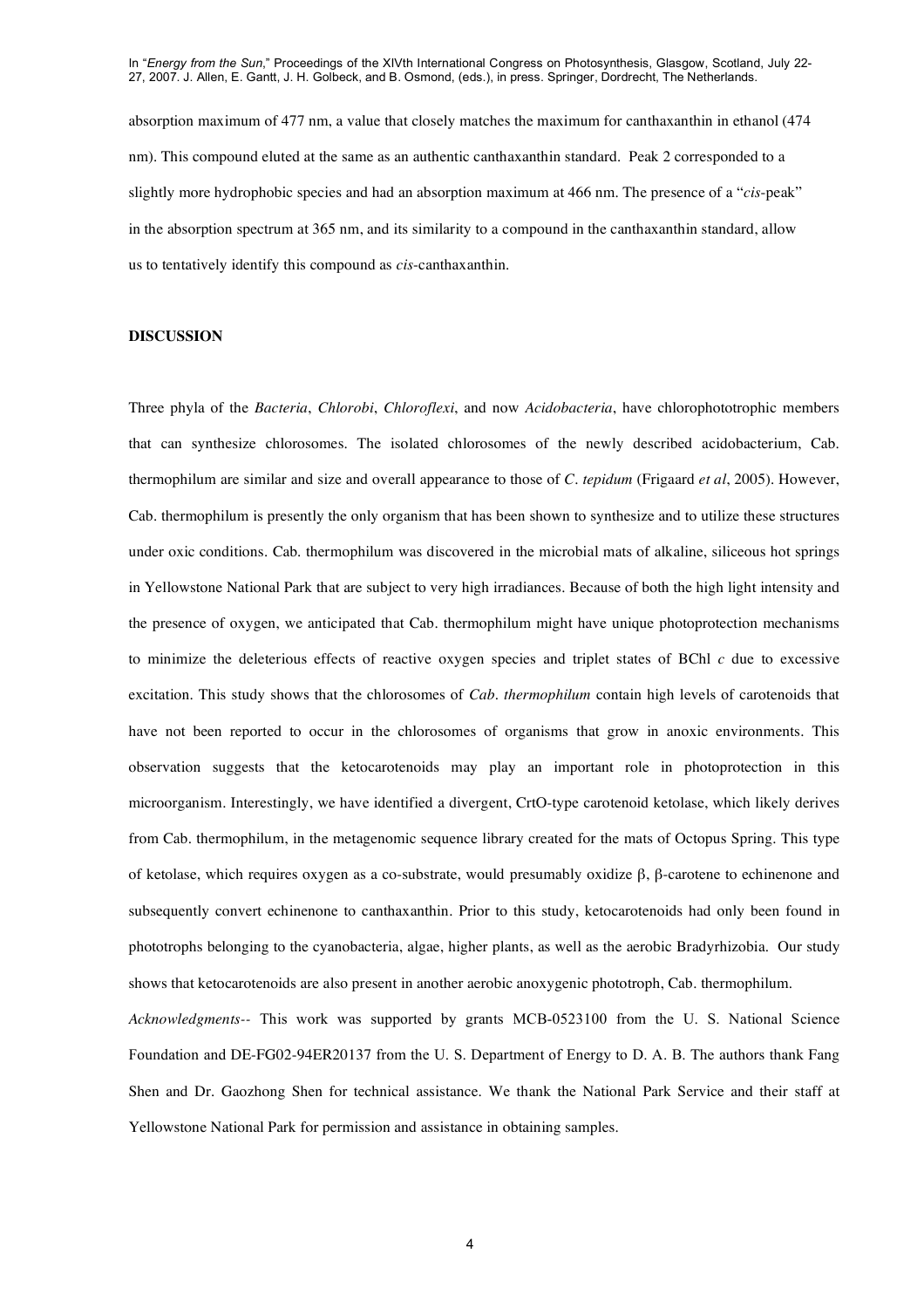absorption maximum of 477 nm, a value that closely matches the maximum for canthaxanthin in ethanol (474 nm). This compound eluted at the same as an authentic canthaxanthin standard. Peak 2 corresponded to a slightly more hydrophobic species and had an absorption maximum at 466 nm. The presence of a "*cis*-peak" in the absorption spectrum at 365 nm, and its similarity to a compound in the canthaxanthin standard, allow us to tentatively identify this compound as *cis*-canthaxanthin.

## DISCUSSION

Three phyla of the *Bacteria*, *Chlorobi*, *Chloroflexi*, and now *Acidobacteria*, have chlorophototrophic members that can synthesize chlorosomes. The isolated chlorosomes of the newly described acidobacterium, Cab. thermophilum are similar and size and overall appearance to those of *C. tepidum* (Frigaard *et al*, 2005). However, Cab. thermophilum is presently the only organism that has been shown to synthesize and to utilize these structures under oxic conditions. Cab. thermophilum was discovered in the microbial mats of alkaline, siliceous hot springs in Yellowstone National Park that are subject to very high irradiances. Because of both the high light intensity and the presence of oxygen, we anticipated that Cab. thermophilum might have unique photoprotection mechanisms to minimize the deleterious effects of reactive oxygen species and triplet states of BChl *c* due to excessive excitation. This study shows that the chlorosomes of *Cab. thermophilum* contain high levels of carotenoids that have not been reported to occur in the chlorosomes of organisms that grow in anoxic environments. This observation suggests that the ketocarotenoids may play an important role in photoprotection in this microorganism. Interestingly, we have identified a divergent, CrtO-type carotenoid ketolase, which likely derives from Cab. thermophilum, in the metagenomic sequence library created for the mats of Octopus Spring. This type of ketolase, which requires oxygen as a co-substrate, would presumably oxidize β, β-carotene to echinenone and subsequently convert echinenone to canthaxanthin. Prior to this study, ketocarotenoids had only been found in phototrophs belonging to the cyanobacteria, algae, higher plants, as well as the aerobic Bradyrhizobia. Our study shows that ketocarotenoids are also present in another aerobic anoxygenic phototroph, Cab. thermophilum.

*Acknowledgments--* This work was supported by grants MCB-0523100 from the U. S. National Science Foundation and DE-FG02-94ER20137 from the U. S. Department of Energy to D. A. B. The authors thank Fang Shen and Dr. Gaozhong Shen for technical assistance. We thank the National Park Service and their staff at Yellowstone National Park for permission and assistance in obtaining samples.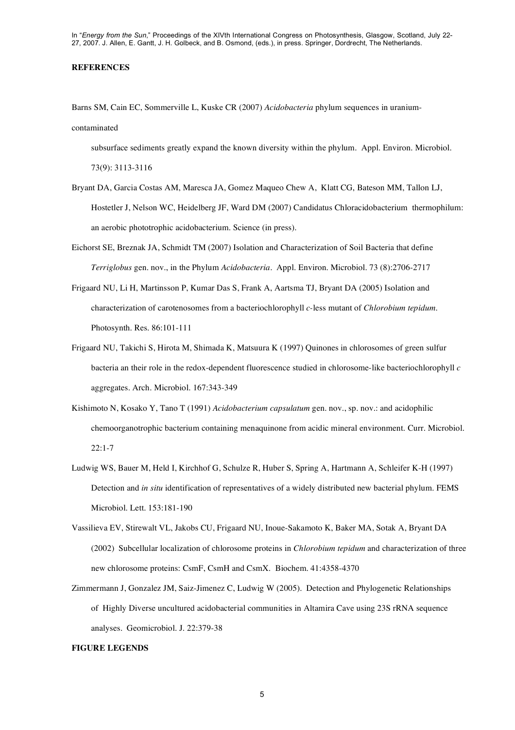**REFERENCES**

Barns SM, Cain EC, Sommerville L, Kuske CR (2007) *Acidobacteria* phylum sequences in uranium-contaminated subsurface sediments greatly expand the known diversity within the phylum. Appl. Environ. Microbiol. 73(9): 3113-3116

Bryant DA, Garcia Costas AM, Maresca JA, Gomez Maqueo Chew A, Klatt CG, Bateson MM, Tallon LJ, Hostetler J, Nelson WC, Heidelberg JF, Ward DM (2007) Candidatus Chloracidobacterium thermophilum: an aerobic phototrophic acidobacterium. Science (in press).

Eichorst SE, Breznak JA, Schmidt TM (2007) Isolation and Characterization of Soil Bacteria that define *Terriglobus* gen. nov., in the Phylum *Acidobacteria*. Appl. Environ. Microbiol. 73 (8):2706-2717

Frigaard NU, Li H, Martinsson P, Kumar Das S, Frank A, Aartsma TJ, Bryant DA (2005) Isolation and characterization of carotenosomes from a bacteriochlorophyll *c*-less mutant of *Chlorobium tepidum*. Photosynth. Res. 86:101-111

Frigaard NU, Takichi S, Hirota M, Shimada K, Matsuura K (1997) Quinones in chlorosomes of green sulfur bacteria an their role in the redox-dependent fluorescence studied in chlorosome-like bacteriochlorophyll *c* aggregates. Arch. Microbiol. 167:343-349

Kishimoto N, Kosako Y, Tano T (1991) *Acidobacterium capsulatum* gen. nov., sp. nov.: and acidophilic chemoorganotrophic bacterium containing menaquinone from acidic mineral environment. Curr. Microbiol. 22:1-7

Ludwig WS, Bauer M, Held I, Kirchhof G, Schulze R, Huber S, Spring A, Hartmann A, Schleifer K-H (1997) Detection and *in situ* identification of representatives of a widely distributed new bacterial phylum. FEMS Microbiol. Lett. 153:181-190

Vassilieva EV, Stirewalt VL, Jakobs CU, Frigaard NU, Inoue-Sakamoto K, Baker MA, Sotak A, Bryant DA (2002) Subcellular localization of chlorosome proteins in *Chlorobium tepidum* and characterization of three new chlorosome proteins: CsmF, CsmH and CsmX. Biochem. 41:4358-4370

Zimmermann J, Gonzalez JM, Saiz-Jimenez C, Ludwig W (2005). Detection and Phylogenetic Relationships of Highly Diverse uncultured acidobacterial communities in Altamira Cave using 23S rRNA sequence analyses. Geomicrobiol. J. 22:379-38

**FIGURE LEGENDS**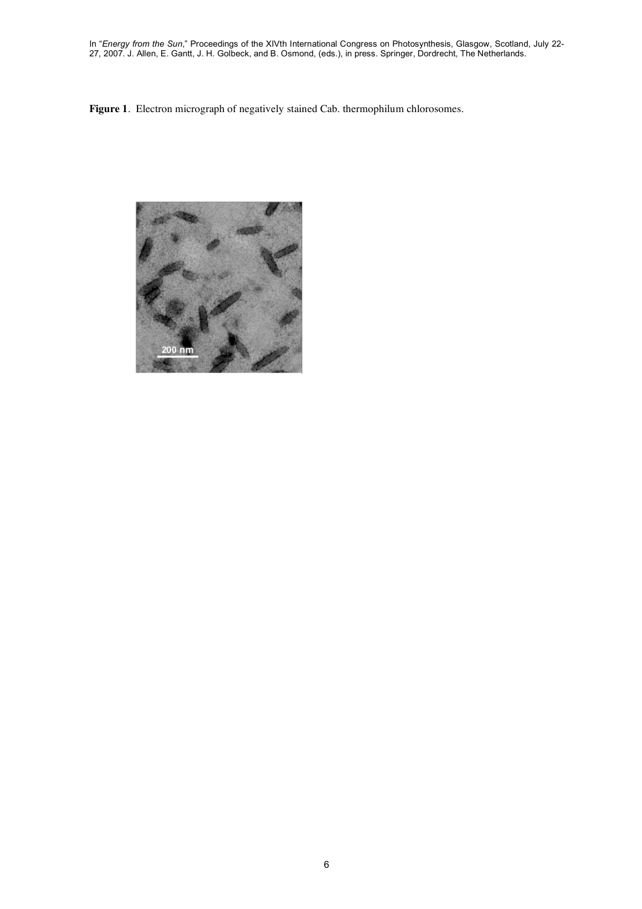**Figure 1**. Electron micrograph of negatively stained Cab. thermophilum chlorosomes.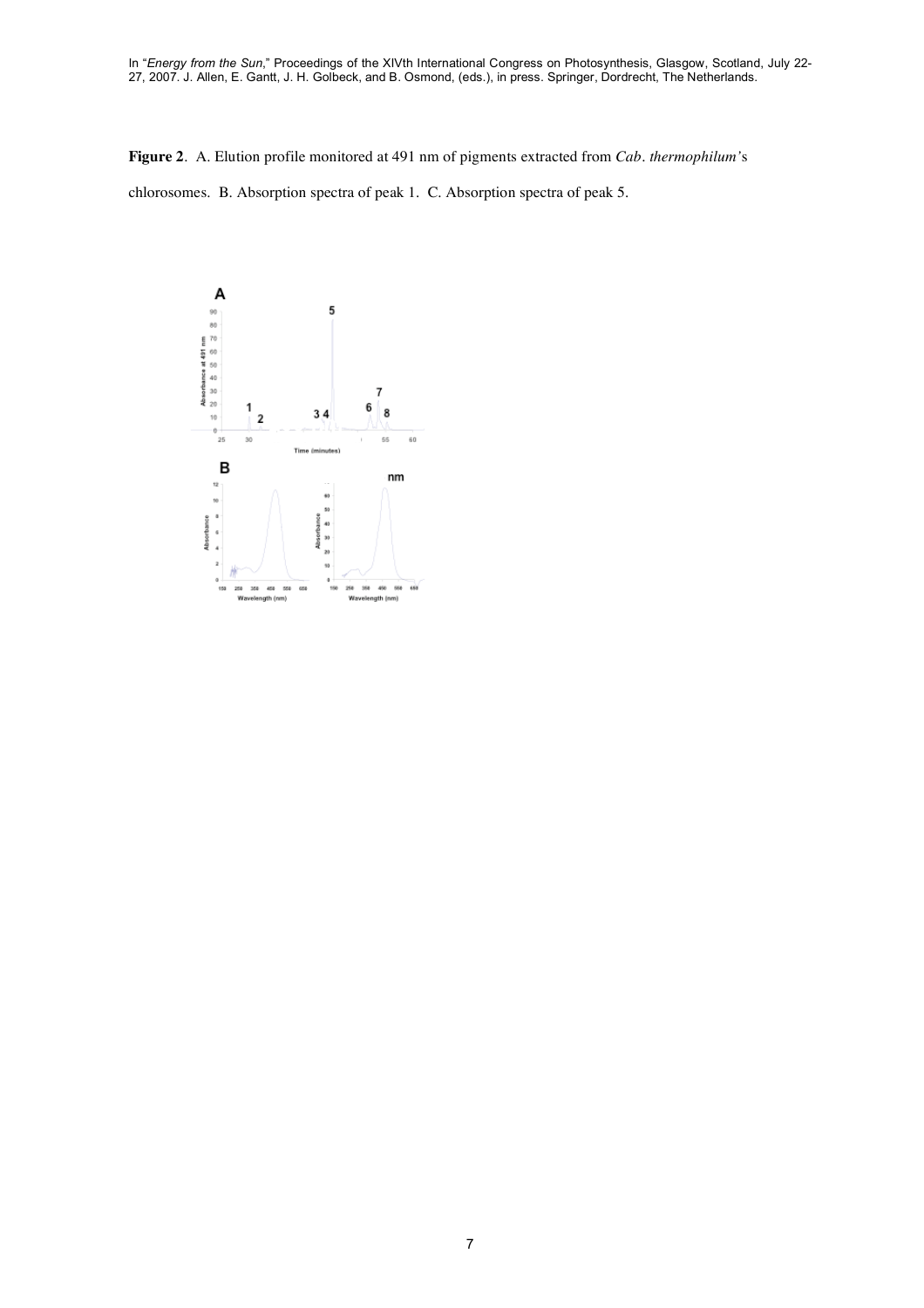**Figure 2**. A. Elution profile monitored at 491 nm of pigments extracted from *Cab. thermophilum*'s chlorosomes. B. Absorption spectra of peak 1. C. Absorption spectra of peak 5.

A

90
80
70
60
50
40
30
20
10
0

Absorbance at 491 nm

1 2 3 4 5 6 7 8

25 30 55 60

Time (minutes)

B

12
10
8
6
4
2
0

Absorbance

150 250 350 450 550 650

Wavelength (nm)

nm

60
50
40
30
20
10
0

Absorbance

150 250 350 450 550 650

Wavelength (nm)